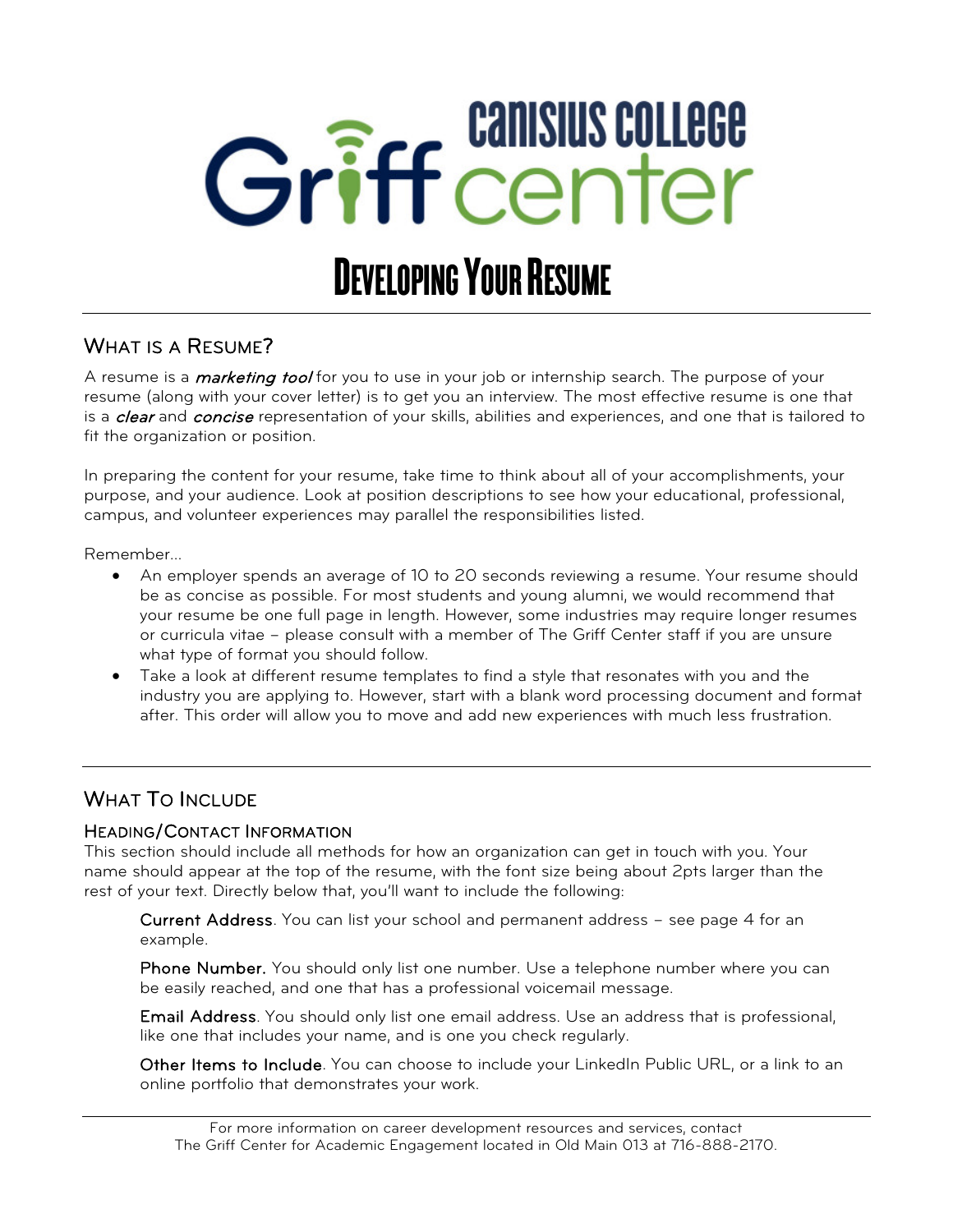Canisius College Griff center

# Developing Your Resume

## What is a Resume?

A resume is a ***marketing tool*** for you to use in your job or internship search. The purpose of your resume (along with your cover letter) is to get you an interview. The most effective resume is one that is a ***clear*** and ***concise*** representation of your skills, abilities and experiences, and one that is tailored to fit the organization or position.

In preparing the content for your resume, take time to think about all of your accomplishments, your purpose, and your audience. Look at position descriptions to see how your educational, professional, campus, and volunteer experiences may parallel the responsibilities listed.

Remember…

- An employer spends an average of 10 to 20 seconds reviewing a resume. Your resume should be as concise as possible. For most students and young alumni, we would recommend that your resume be one full page in length. However, some industries may require longer resumes or curricula vitae – please consult with a member of The Griff Center staff if you are unsure what type of format you should follow.
- Take a look at different resume templates to find a style that resonates with you and the industry you are applying to. However, start with a blank word processing document and format after. This order will allow you to move and add new experiences with much less frustration.

## What To Include

### Heading/Contact Information

This section should include all methods for how an organization can get in touch with you. Your name should appear at the top of the resume, with the font size being about 2pts larger than the rest of your text. Directly below that, you'll want to include the following:

Current Address. You can list your school and permanent address – see page 4 for an example.

Phone Number. You should only list one number. Use a telephone number where you can be easily reached, and one that has a professional voicemail message.

Email Address. You should only list one email address. Use an address that is professional, like one that includes your name, and is one you check regularly.

Other Items to Include. You can choose to include your LinkedIn Public URL, or a link to an online portfolio that demonstrates your work.

For more information on career development resources and services, contact
The Griff Center for Academic Engagement located in Old Main 013 at 716-888-2170.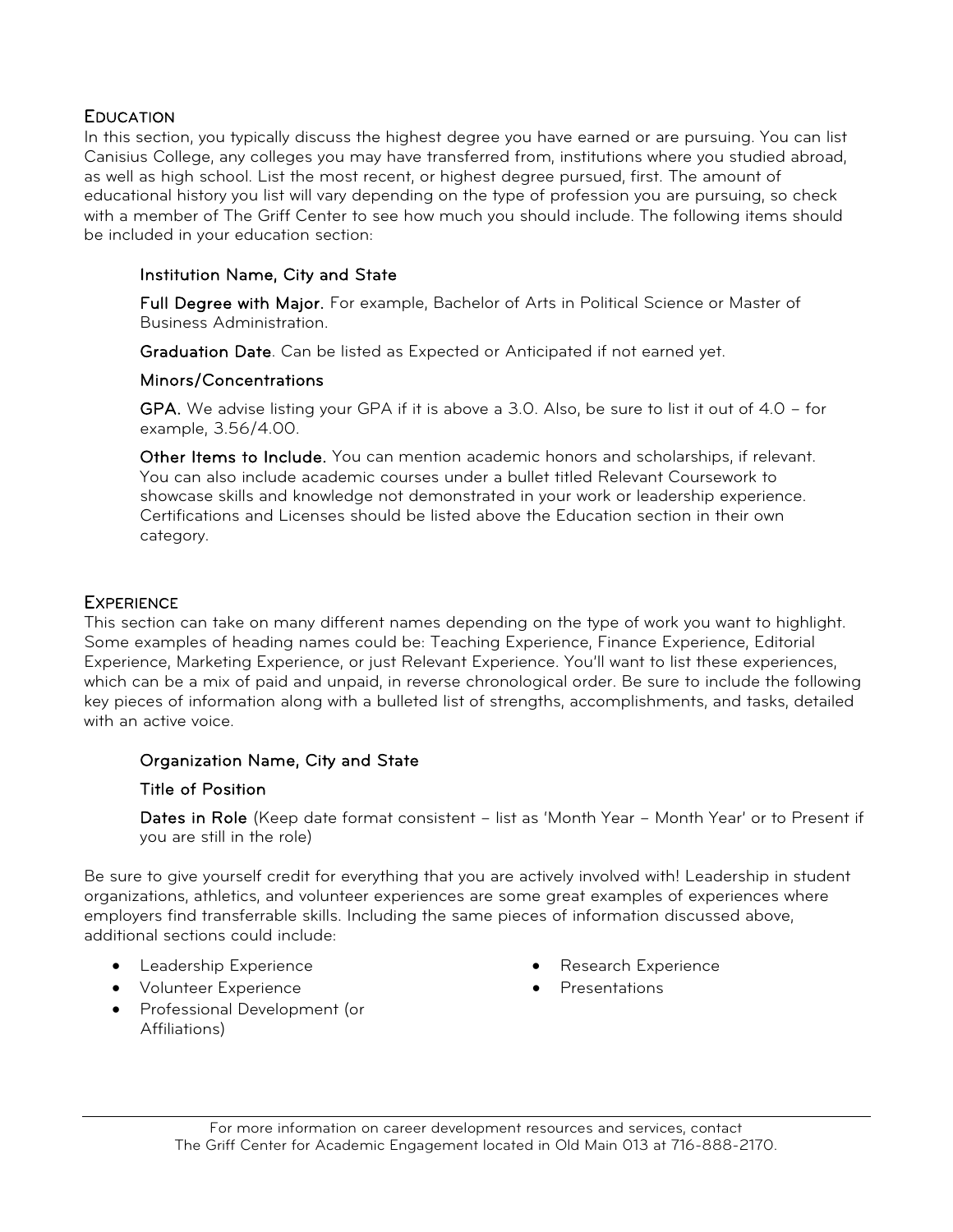## Education

In this section, you typically discuss the highest degree you have earned or are pursuing. You can list Canisius College, any colleges you may have transferred from, institutions where you studied abroad, as well as high school. List the most recent, or highest degree pursued, first. The amount of educational history you list will vary depending on the type of profession you are pursuing, so check with a member of The Griff Center to see how much you should include. The following items should be included in your education section:

**Institution Name, City and State**

**Full Degree with Major.** For example, Bachelor of Arts in Political Science or Master of Business Administration.

**Graduation Date**. Can be listed as Expected or Anticipated if not earned yet.

**Minors/Concentrations**

**GPA.** We advise listing your GPA if it is above a 3.0. Also, be sure to list it out of 4.0 – for example, 3.56/4.00.

**Other Items to Include.** You can mention academic honors and scholarships, if relevant. You can also include academic courses under a bullet titled Relevant Coursework to showcase skills and knowledge not demonstrated in your work or leadership experience. Certifications and Licenses should be listed above the Education section in their own category.

## Experience

This section can take on many different names depending on the type of work you want to highlight. Some examples of heading names could be: Teaching Experience, Finance Experience, Editorial Experience, Marketing Experience, or just Relevant Experience. You'll want to list these experiences, which can be a mix of paid and unpaid, in reverse chronological order. Be sure to include the following key pieces of information along with a bulleted list of strengths, accomplishments, and tasks, detailed with an active voice.

**Organization Name, City and State**

**Title of Position**

**Dates in Role** (Keep date format consistent – list as 'Month Year – Month Year' or to Present if you are still in the role)

Be sure to give yourself credit for everything that you are actively involved with! Leadership in student organizations, athletics, and volunteer experiences are some great examples of experiences where employers find transferrable skills. Including the same pieces of information discussed above, additional sections could include:

- Leadership Experience
- Volunteer Experience
- Professional Development (or Affiliations)
- Research Experience
- Presentations

For more information on career development resources and services, contact The Griff Center for Academic Engagement located in Old Main 013 at 716-888-2170.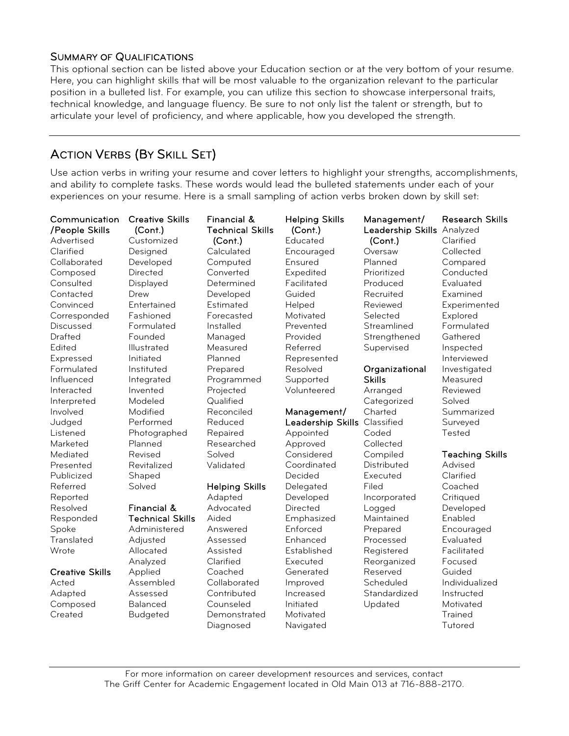### Summary of Qualifications

This optional section can be listed above your Education section or at the very bottom of your resume. Here, you can highlight skills that will be most valuable to the organization relevant to the particular position in a bulleted list. For example, you can utilize this section to showcase interpersonal traits, technical knowledge, and language fluency. Be sure to not only list the talent or strength, but to articulate your level of proficiency, and where applicable, how you developed the strength.

---

## Action Verbs (By Skill Set)

Use action verbs in writing your resume and cover letters to highlight your strengths, accomplishments, and ability to complete tasks. These words would lead the bulleted statements under each of your experiences on your resume. Here is a small sampling of action verbs broken down by skill set:

**Communication/People Skills**
Advertised
Clarified
Collaborated
Composed
Consulted
Contacted
Convinced
Corresponded
Discussed
Drafted
Edited
Expressed
Formulated
Influenced
Interacted
Interpreted
Involved
Judged
Listened
Marketed
Mediated
Presented
Publicized
Referred
Reported
Resolved
Responded
Spoke
Translated
Wrote

**Creative Skills**
Acted
Adapted
Composed
Created
Customized
Designed
Developed
Directed
Displayed
Drew
Entertained
Fashioned
Formulated
Founded
Illustrated
Initiated
Instituted
Integrated
Invented
Modeled
Modified
Performed
Photographed
Planned
Revised
Revitalized
Shaped
Solved

**Financial & Technical Skills**
Administered
Adjusted
Allocated
Analyzed
Applied
Assembled
Assessed
Balanced
Budgeted
Calculated
Computed
Converted
Determined
Developed
Estimated
Forecasted
Installed
Managed
Measured
Planned
Prepared
Programmed
Projected
Qualified
Reconciled
Reduced
Repaired
Researched
Solved
Validated

**Helping Skills**
Adapted
Advocated
Aided
Answered
Assessed
Assisted
Clarified
Coached
Collaborated
Contributed
Counseled
Demonstrated
Diagnosed
Educated
Encouraged
Ensured
Expedited
Facilitated
Guided
Helped
Motivated
Prevented
Provided
Referred
Represented
Resolved
Supported
Volunteered

**Management/Leadership Skills**
Appointed
Approved
Considered
Coordinated
Decided
Delegated
Developed
Directed
Emphasized
Enforced
Enhanced
Established
Executed
Generated
Improved
Increased
Initiated
Motivated
Navigated
Oversaw
Planned
Prioritized
Produced
Recruited
Reviewed
Selected
Streamlined
Strengthened
Supervised

**Organizational Skills**
Arranged
Categorized
Charted
Classified
Coded
Collected
Compiled
Distributed
Executed
Filed
Incorporated
Logged
Maintained
Prepared
Processed
Registered
Reorganized
Reserved
Scheduled
Standardized
Updated

**Research Skills**
Analyzed
Clarified
Collected
Compared
Conducted
Evaluated
Examined
Experimented
Explored
Formulated
Gathered
Inspected
Interviewed
Investigated
Measured
Reviewed
Solved
Summarized
Surveyed
Tested

**Teaching Skills**
Advised
Clarified
Coached
Critiqued
Developed
Enabled
Encouraged
Evaluated
Facilitated
Focused
Guided
Individualized
Instructed
Motivated
Trained
Tutored

---

For more information on career development resources and services, contact
The Griff Center for Academic Engagement located in Old Main 013 at 716-888-2170.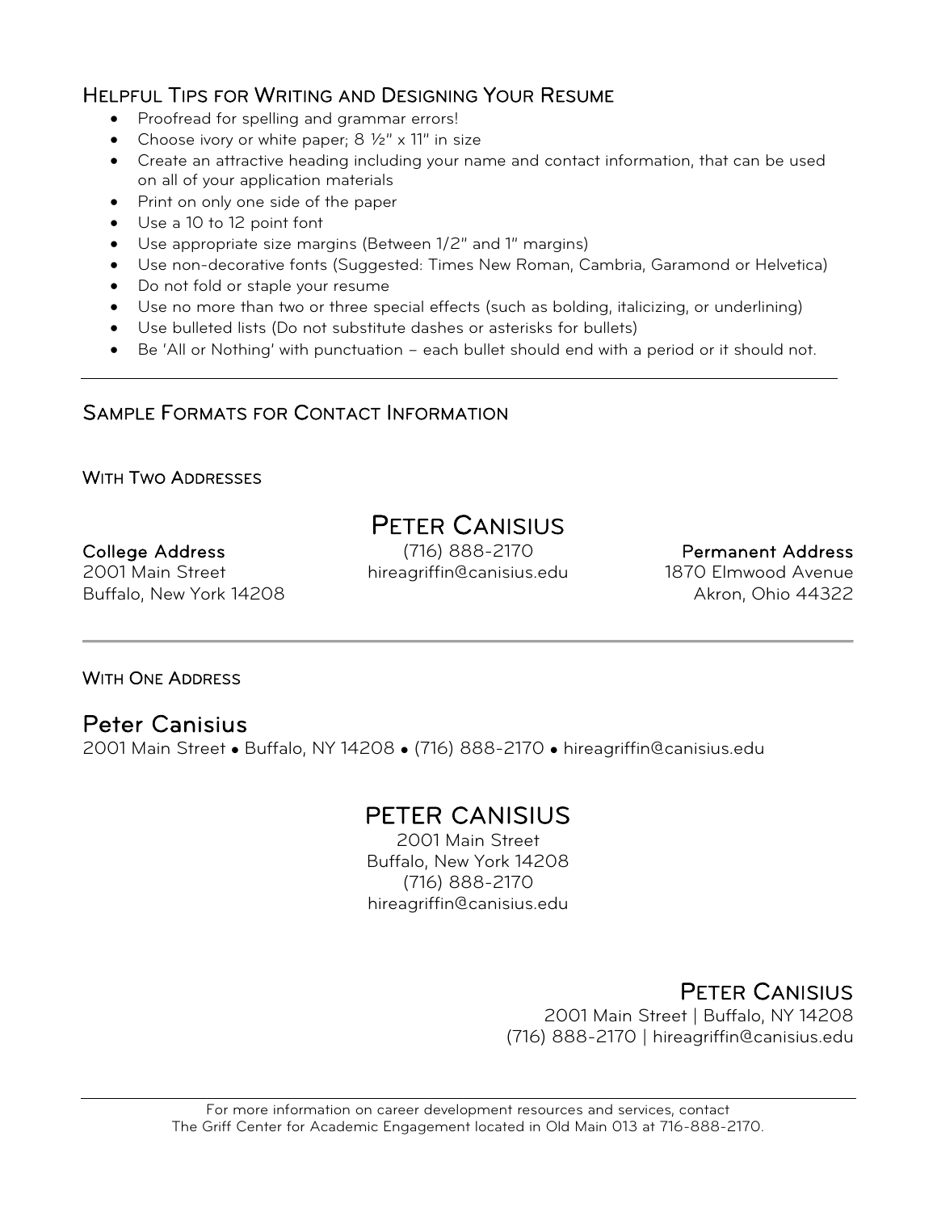## Helpful Tips for Writing and Designing Your Resume

- Proofread for spelling and grammar errors!
- Choose ivory or white paper; 8 ½" x 11" in size
- Create an attractive heading including your name and contact information, that can be used on all of your application materials
- Print on only one side of the paper
- Use a 10 to 12 point font
- Use appropriate size margins (Between 1/2" and 1" margins)
- Use non-decorative fonts (Suggested: Times New Roman, Cambria, Garamond or Helvetica)
- Do not fold or staple your resume
- Use no more than two or three special effects (such as bolding, italicizing, or underlining)
- Use bulleted lists (Do not substitute dashes or asterisks for bullets)
- Be 'All or Nothing' with punctuation – each bullet should end with a period or it should not.

---

## Sample Formats for Contact Information

### With Two Addresses

**Peter Canisius**
(716) 888-2170
hireagriffin@canisius.edu

**College Address**
2001 Main Street
Buffalo, New York 14208

**Permanent Address**
1870 Elmwood Avenue
Akron, Ohio 44322

---

### With One Address

**Peter Canisius**
2001 Main Street • Buffalo, NY 14208 • (716) 888-2170 • hireagriffin@canisius.edu

**PETER CANISIUS**
2001 Main Street
Buffalo, New York 14208
(716) 888-2170
hireagriffin@canisius.edu

**Peter Canisius**
2001 Main Street | Buffalo, NY 14208
(716) 888-2170 | hireagriffin@canisius.edu

---

For more information on career development resources and services, contact
The Griff Center for Academic Engagement located in Old Main 013 at 716-888-2170.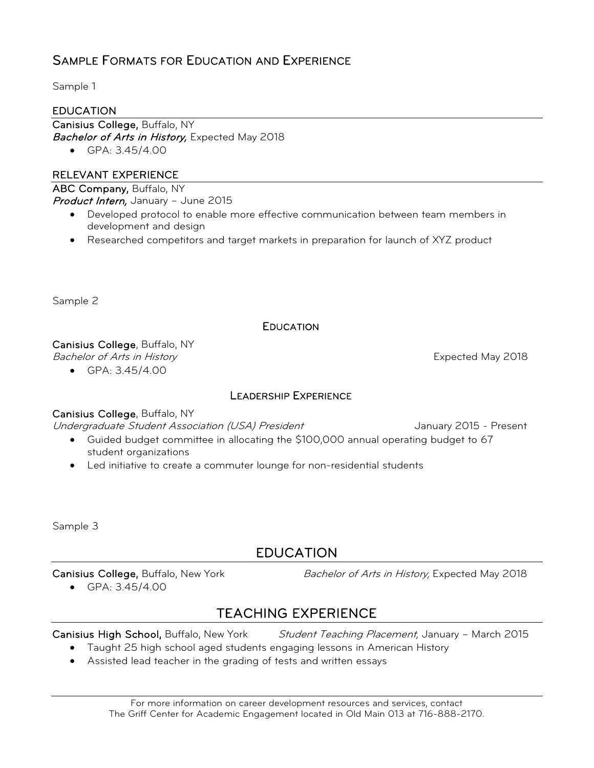## Sample Formats for Education and Experience

Sample 1

### EDUCATION

**Canisius College,** Buffalo, NY
***Bachelor of Arts in History,*** Expected May 2018

- GPA: 3.45/4.00

### RELEVANT EXPERIENCE

**ABC Company,** Buffalo, NY
***Product Intern,*** January – June 2015

- Developed protocol to enable more effective communication between team members in development and design
- Researched competitors and target markets in preparation for launch of XYZ product

Sample 2

### Education

**Canisius College**, Buffalo, NY
*Bachelor of Arts in History* Expected May 2018

- GPA: 3.45/4.00

### Leadership Experience

**Canisius College**, Buffalo, NY
*Undergraduate Student Association (USA) President* January 2015 - Present

- Guided budget committee in allocating the $100,000 annual operating budget to 67 student organizations
- Led initiative to create a commuter lounge for non-residential students

Sample 3

### EDUCATION

**Canisius College,** Buffalo, New York *Bachelor of Arts in History,* Expected May 2018

- GPA: 3.45/4.00

### TEACHING EXPERIENCE

**Canisius High School,** Buffalo, New York *Student Teaching Placement,* January – March 2015

- Taught 25 high school aged students engaging lessons in American History
- Assisted lead teacher in the grading of tests and written essays

For more information on career development resources and services, contact The Griff Center for Academic Engagement located in Old Main 013 at 716-888-2170.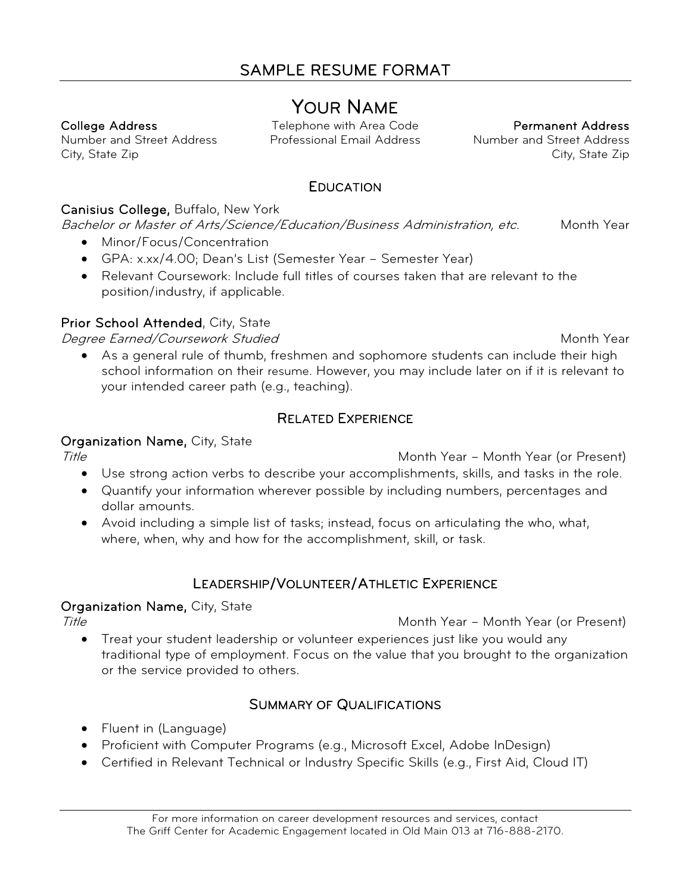# SAMPLE RESUME FORMAT

## YOUR NAME

**College Address**
Number and Street Address
City, State Zip

Telephone with Area Code
Professional Email Address

**Permanent Address**
Number and Street Address
City, State Zip

### EDUCATION

**Canisius College,** Buffalo, New York
*Bachelor or Master of Arts/Science/Education/Business Administration, etc.* Month Year

- Minor/Focus/Concentration
- GPA: x.xx/4.00; Dean's List (Semester Year – Semester Year)
- Relevant Coursework: Include full titles of courses taken that are relevant to the position/industry, if applicable.

**Prior School Attended**, City, State
*Degree Earned/Coursework Studied* Month Year

- As a general rule of thumb, freshmen and sophomore students can include their high school information on their resume. However, you may include later on if it is relevant to your intended career path (e.g., teaching).

### RELATED EXPERIENCE

**Organization Name,** City, State
*Title* Month Year – Month Year (or Present)

- Use strong action verbs to describe your accomplishments, skills, and tasks in the role.
- Quantify your information wherever possible by including numbers, percentages and dollar amounts.
- Avoid including a simple list of tasks; instead, focus on articulating the who, what, where, when, why and how for the accomplishment, skill, or task.

### LEADERSHIP/VOLUNTEER/ATHLETIC EXPERIENCE

**Organization Name,** City, State
*Title* Month Year – Month Year (or Present)

- Treat your student leadership or volunteer experiences just like you would any traditional type of employment. Focus on the value that you brought to the organization or the service provided to others.

### SUMMARY OF QUALIFICATIONS

- Fluent in (Language)
- Proficient with Computer Programs (e.g., Microsoft Excel, Adobe InDesign)
- Certified in Relevant Technical or Industry Specific Skills (e.g., First Aid, Cloud IT)

For more information on career development resources and services, contact
The Griff Center for Academic Engagement located in Old Main 013 at 716-888-2170.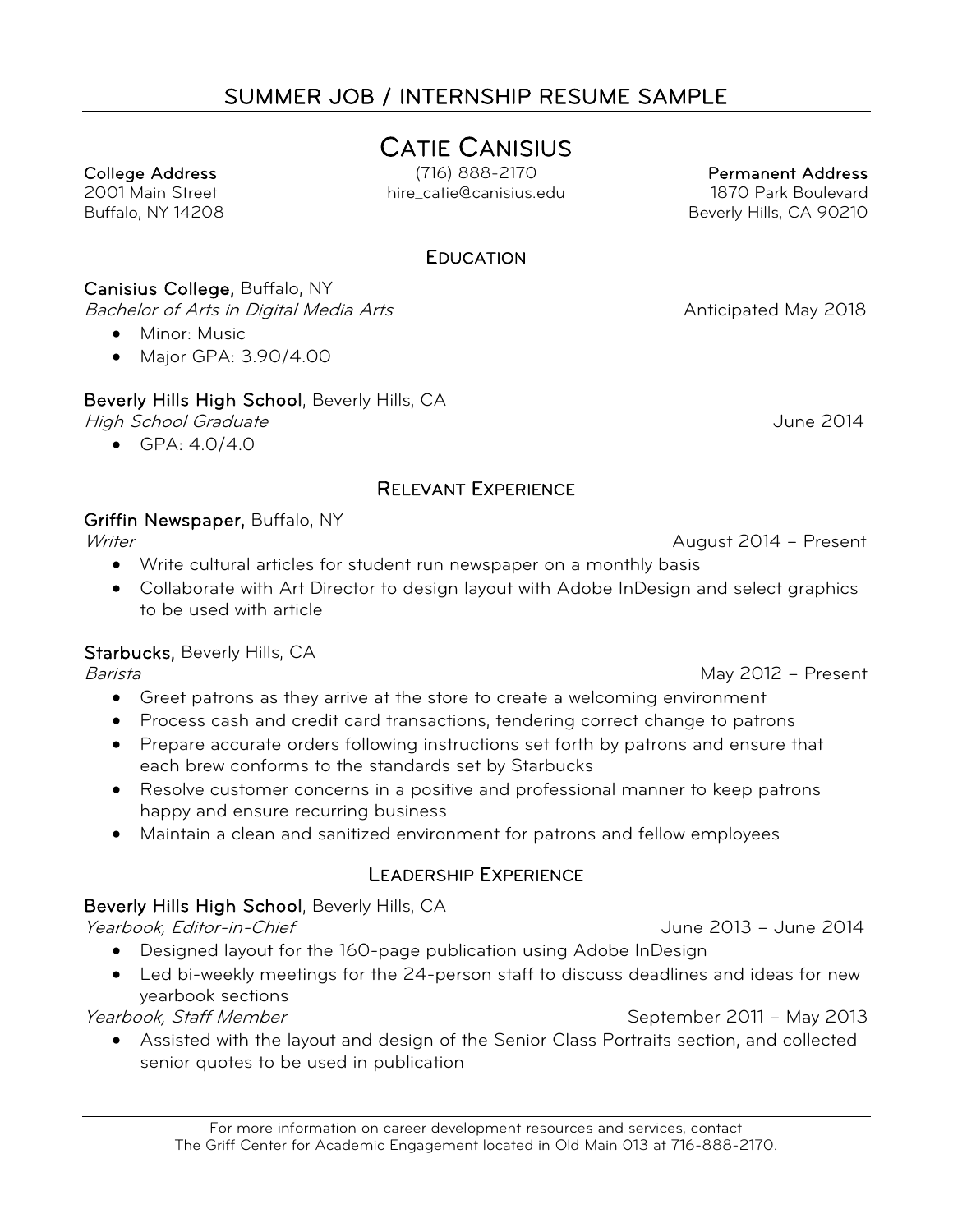# SUMMER JOB / INTERNSHIP RESUME SAMPLE

## CATIE CANISIUS

**College Address**
2001 Main Street
Buffalo, NY 14208

(716) 888-2170
hire_catie@canisius.edu

**Permanent Address**
1870 Park Boulevard
Beverly Hills, CA 90210

### EDUCATION

**Canisius College,** Buffalo, NY
*Bachelor of Arts in Digital Media Arts* — Anticipated May 2018

- Minor: Music
- Major GPA: 3.90/4.00

**Beverly Hills High School**, Beverly Hills, CA
*High School Graduate* — June 2014

- GPA: 4.0/4.0

### RELEVANT EXPERIENCE

**Griffin Newspaper,** Buffalo, NY
*Writer* — August 2014 – Present

- Write cultural articles for student run newspaper on a monthly basis
- Collaborate with Art Director to design layout with Adobe InDesign and select graphics to be used with article

**Starbucks,** Beverly Hills, CA
*Barista* — May 2012 – Present

- Greet patrons as they arrive at the store to create a welcoming environment
- Process cash and credit card transactions, tendering correct change to patrons
- Prepare accurate orders following instructions set forth by patrons and ensure that each brew conforms to the standards set by Starbucks
- Resolve customer concerns in a positive and professional manner to keep patrons happy and ensure recurring business
- Maintain a clean and sanitized environment for patrons and fellow employees

### LEADERSHIP EXPERIENCE

**Beverly Hills High School**, Beverly Hills, CA
*Yearbook, Editor-in-Chief* — June 2013 – June 2014

- Designed layout for the 160-page publication using Adobe InDesign
- Led bi-weekly meetings for the 24-person staff to discuss deadlines and ideas for new yearbook sections

*Yearbook, Staff Member* — September 2011 – May 2013

- Assisted with the layout and design of the Senior Class Portraits section, and collected senior quotes to be used in publication

For more information on career development resources and services, contact The Griff Center for Academic Engagement located in Old Main 013 at 716-888-2170.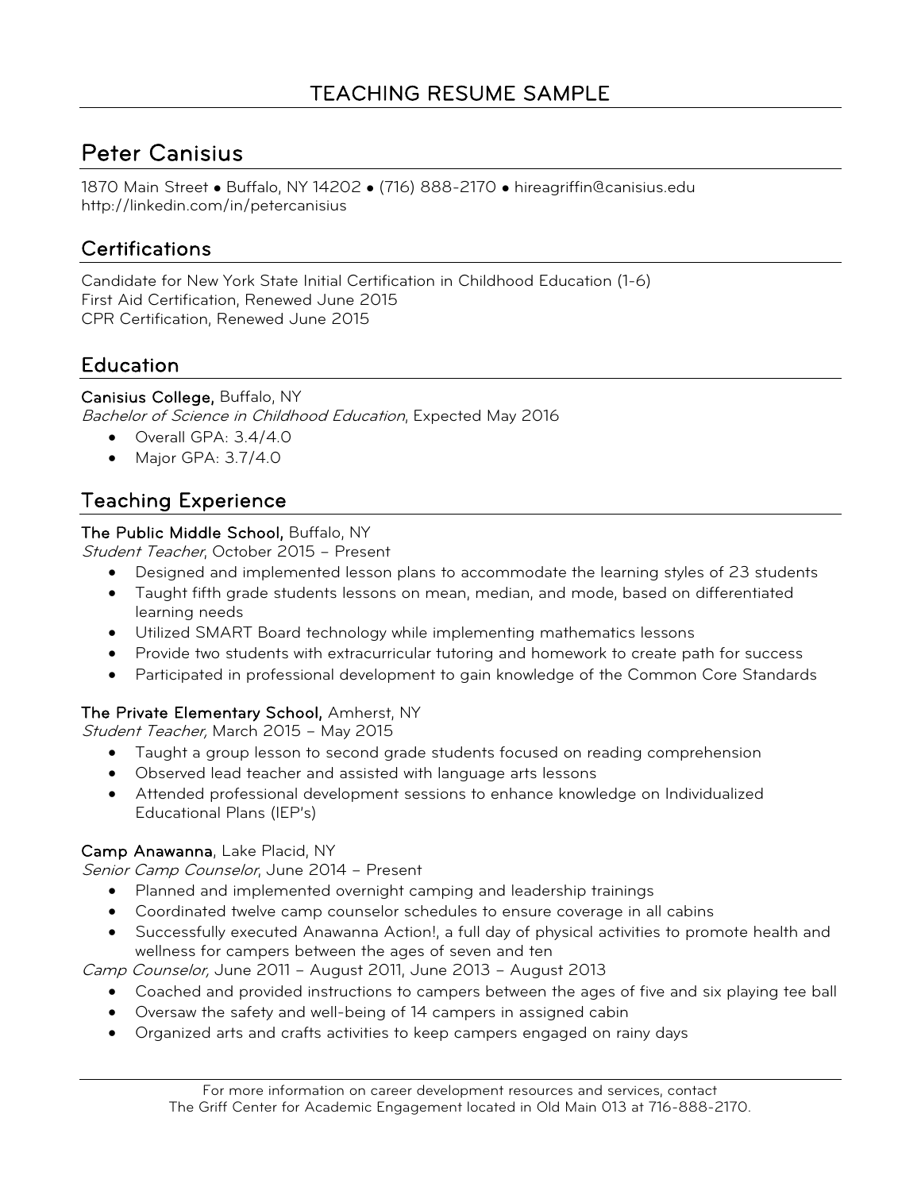# TEACHING RESUME SAMPLE

## Peter Canisius

1870 Main Street • Buffalo, NY 14202 • (716) 888-2170 • hireagriffin@canisius.edu
http://linkedin.com/in/petercanisius

## Certifications

Candidate for New York State Initial Certification in Childhood Education (1-6)
First Aid Certification, Renewed June 2015
CPR Certification, Renewed June 2015

## Education

**Canisius College,** Buffalo, NY
*Bachelor of Science in Childhood Education*, Expected May 2016

- Overall GPA: 3.4/4.0
- Major GPA: 3.7/4.0

## Teaching Experience

**The Public Middle School,** Buffalo, NY
*Student Teacher*, October 2015 – Present

- Designed and implemented lesson plans to accommodate the learning styles of 23 students
- Taught fifth grade students lessons on mean, median, and mode, based on differentiated learning needs
- Utilized SMART Board technology while implementing mathematics lessons
- Provide two students with extracurricular tutoring and homework to create path for success
- Participated in professional development to gain knowledge of the Common Core Standards

**The Private Elementary School,** Amherst, NY
*Student Teacher,* March 2015 – May 2015

- Taught a group lesson to second grade students focused on reading comprehension
- Observed lead teacher and assisted with language arts lessons
- Attended professional development sessions to enhance knowledge on Individualized Educational Plans (IEP's)

**Camp Anawanna**, Lake Placid, NY
*Senior Camp Counselor*, June 2014 – Present

- Planned and implemented overnight camping and leadership trainings
- Coordinated twelve camp counselor schedules to ensure coverage in all cabins
- Successfully executed Anawanna Action!, a full day of physical activities to promote health and wellness for campers between the ages of seven and ten

*Camp Counselor,* June 2011 – August 2011, June 2013 – August 2013

- Coached and provided instructions to campers between the ages of five and six playing tee ball
- Oversaw the safety and well-being of 14 campers in assigned cabin
- Organized arts and crafts activities to keep campers engaged on rainy days

For more information on career development resources and services, contact
The Griff Center for Academic Engagement located in Old Main 013 at 716-888-2170.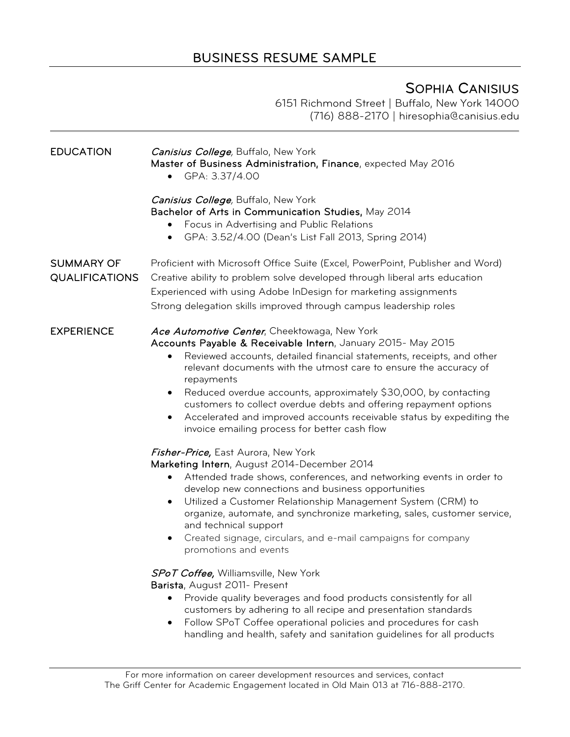# BUSINESS RESUME SAMPLE

## Sophia Canisius

6151 Richmond Street | Buffalo, New York 14000
(716) 888-2170 | hiresophia@canisius.edu

---

### EDUCATION

*Canisius College,* Buffalo, New York
Master of Business Administration, Finance, expected May 2016

- GPA: 3.37/4.00

*Canisius College,* Buffalo, New York
Bachelor of Arts in Communication Studies, May 2014

- Focus in Advertising and Public Relations
- GPA: 3.52/4.00 (Dean's List Fall 2013, Spring 2014)

### SUMMARY OF QUALIFICATIONS

Proficient with Microsoft Office Suite (Excel, PowerPoint, Publisher and Word)
Creative ability to problem solve developed through liberal arts education
Experienced with using Adobe InDesign for marketing assignments
Strong delegation skills improved through campus leadership roles

### EXPERIENCE

*Ace Automotive Center*, Cheektowaga, New York
Accounts Payable & Receivable Intern, January 2015- May 2015

- Reviewed accounts, detailed financial statements, receipts, and other relevant documents with the utmost care to ensure the accuracy of repayments
- Reduced overdue accounts, approximately $30,000, by contacting customers to collect overdue debts and offering repayment options
- Accelerated and improved accounts receivable status by expediting the invoice emailing process for better cash flow

*Fisher-Price,* East Aurora, New York
Marketing Intern, August 2014-December 2014

- Attended trade shows, conferences, and networking events in order to develop new connections and business opportunities
- Utilized a Customer Relationship Management System (CRM) to organize, automate, and synchronize marketing, sales, customer service, and technical support
- Created signage, circulars, and e-mail campaigns for company promotions and events

*SPoT Coffee,* Williamsville, New York
Barista, August 2011- Present

- Provide quality beverages and food products consistently for all customers by adhering to all recipe and presentation standards
- Follow SPoT Coffee operational policies and procedures for cash handling and health, safety and sanitation guidelines for all products

---

For more information on career development resources and services, contact The Griff Center for Academic Engagement located in Old Main 013 at 716-888-2170.